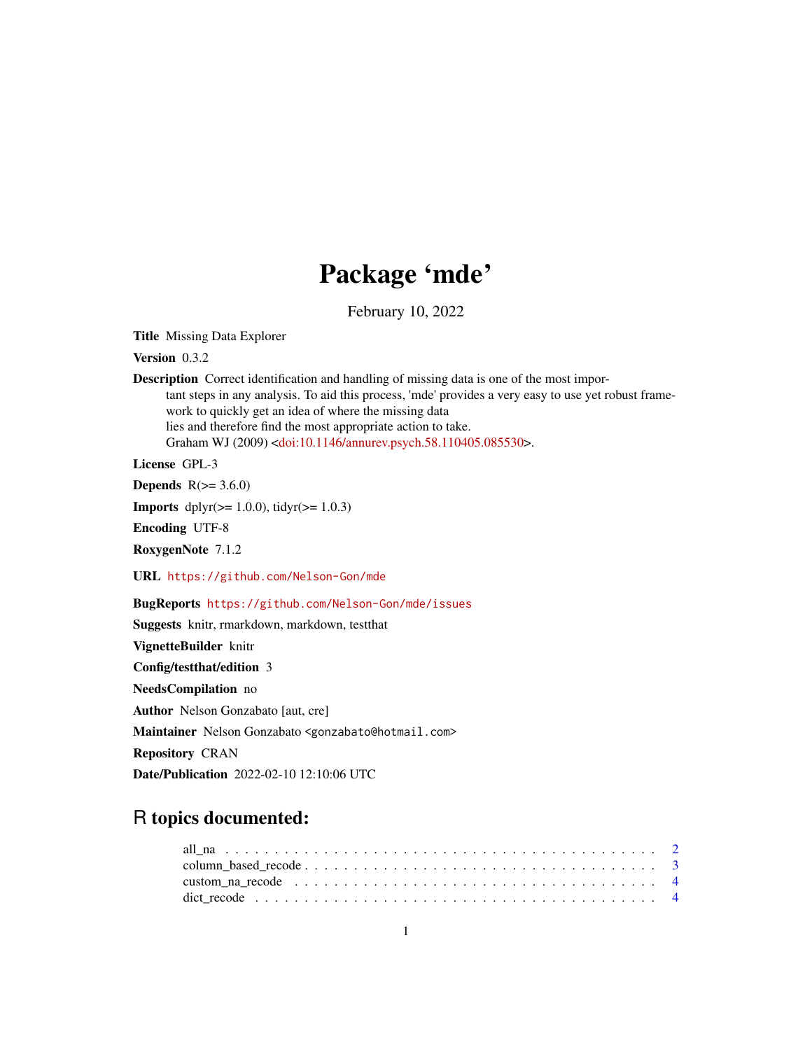# Package 'mde'

February 10, 2022

**Title** Missing Data Explorer

**Version** 0.3.2

**Description** Correct identification and handling of missing data is one of the most important steps in any analysis. To aid this process, 'mde' provides a very easy to use yet robust framework to quickly get an idea of where the missing data lies and therefore find the most appropriate action to take. Graham WJ (2009) <doi:10.1146/annurev.psych.58.110405.085530>.

**License** GPL-3

**Depends** R(>= 3.6.0)

**Imports** dplyr(>= 1.0.0), tidyr(>= 1.0.3)

**Encoding** UTF-8

**RoxygenNote** 7.1.2

**URL** https://github.com/Nelson-Gon/mde

**BugReports** https://github.com/Nelson-Gon/mde/issues

**Suggests** knitr, rmarkdown, markdown, testthat

**VignetteBuilder** knitr

**Config/testthat/edition** 3

**NeedsCompilation** no

**Author** Nelson Gonzabato [aut, cre]

**Maintainer** Nelson Gonzabato <gonzabato@hotmail.com>

**Repository** CRAN

**Date/Publication** 2022-02-10 12:10:06 UTC

## R topics documented:

all_na . . . . . . . . . . . . . . . . . . . . . . . . . . . . . . . . . . . . . . . . . . . 2
column_based_recode . . . . . . . . . . . . . . . . . . . . . . . . . . . . . . . . . . . 3
custom_na_recode . . . . . . . . . . . . . . . . . . . . . . . . . . . . . . . . . . . . . 4
dict_recode . . . . . . . . . . . . . . . . . . . . . . . . . . . . . . . . . . . . . . . . 4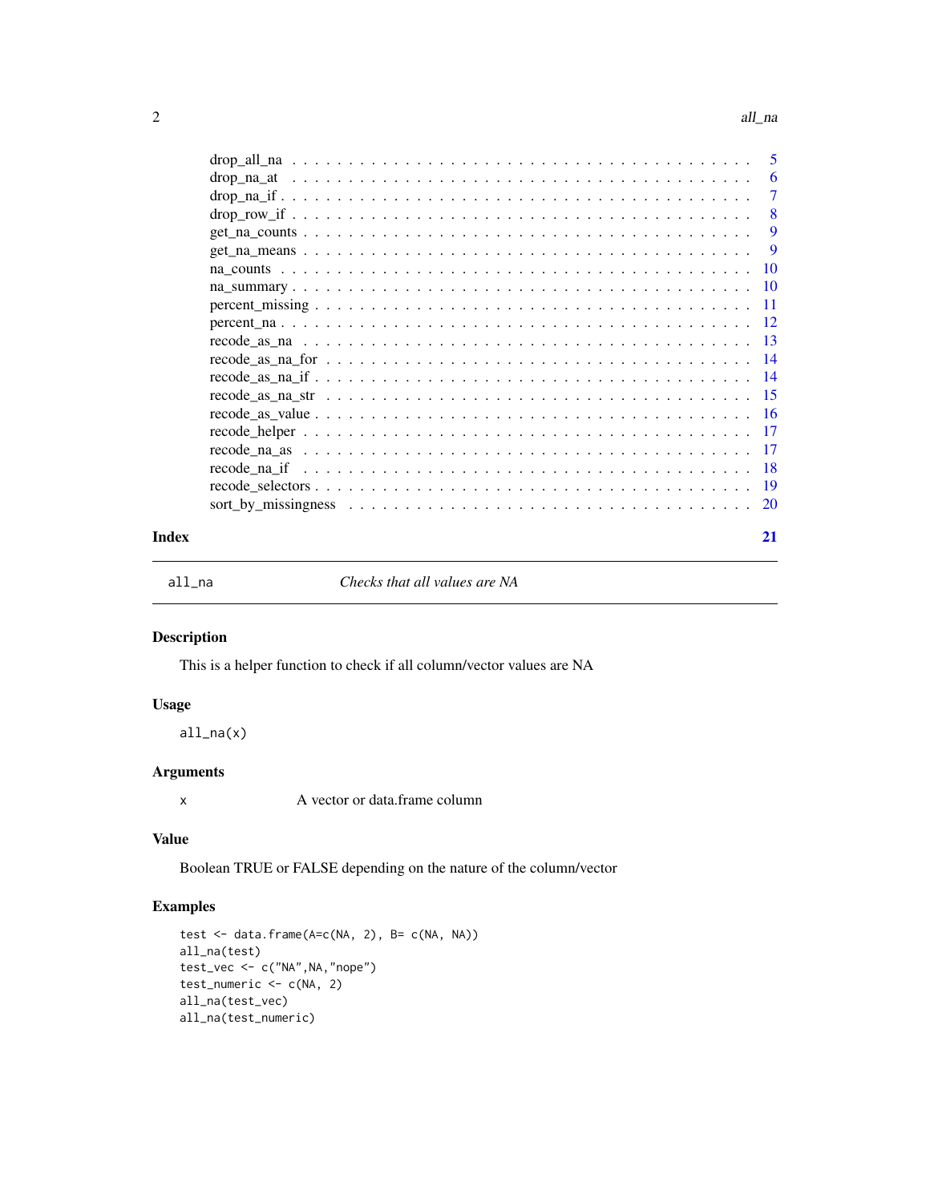drop_all_na . . . . . . . . . . . . . . . . . . . . . . . . . . . . . . . . . . . . . 5
drop_na_at . . . . . . . . . . . . . . . . . . . . . . . . . . . . . . . . . . . . . 6
drop_na_if . . . . . . . . . . . . . . . . . . . . . . . . . . . . . . . . . . . . . 7
drop_row_if . . . . . . . . . . . . . . . . . . . . . . . . . . . . . . . . . . . . . 8
get_na_counts . . . . . . . . . . . . . . . . . . . . . . . . . . . . . . . . . . . . 9
get_na_means . . . . . . . . . . . . . . . . . . . . . . . . . . . . . . . . . . . . 9
na_counts . . . . . . . . . . . . . . . . . . . . . . . . . . . . . . . . . . . . . 10
na_summary . . . . . . . . . . . . . . . . . . . . . . . . . . . . . . . . . . . . 10
percent_missing . . . . . . . . . . . . . . . . . . . . . . . . . . . . . . . . . . 11
percent_na . . . . . . . . . . . . . . . . . . . . . . . . . . . . . . . . . . . . 12
recode_as_na . . . . . . . . . . . . . . . . . . . . . . . . . . . . . . . . . . . 13
recode_as_na_for . . . . . . . . . . . . . . . . . . . . . . . . . . . . . . . . . 14
recode_as_na_if . . . . . . . . . . . . . . . . . . . . . . . . . . . . . . . . . 14
recode_as_na_str . . . . . . . . . . . . . . . . . . . . . . . . . . . . . . . . . 15
recode_as_value . . . . . . . . . . . . . . . . . . . . . . . . . . . . . . . . . 16
recode_helper . . . . . . . . . . . . . . . . . . . . . . . . . . . . . . . . . . 17
recode_na_as . . . . . . . . . . . . . . . . . . . . . . . . . . . . . . . . . . . 17
recode_na_if . . . . . . . . . . . . . . . . . . . . . . . . . . . . . . . . . . . 18
recode_selectors . . . . . . . . . . . . . . . . . . . . . . . . . . . . . . . . . 19
sort_by_missingness . . . . . . . . . . . . . . . . . . . . . . . . . . . . . . . 20

**Index** **21**

---

## all_na — *Checks that all values are NA*

### Description

This is a helper function to check if all column/vector values are NA

### Usage

```
all_na(x)
```

### Arguments

x — A vector or data.frame column

### Value

Boolean TRUE or FALSE depending on the nature of the column/vector

### Examples

```
test <- data.frame(A=c(NA, 2), B= c(NA, NA))
all_na(test)
test_vec <- c("NA",NA,"nope")
test_numeric <- c(NA, 2)
all_na(test_vec)
all_na(test_numeric)
```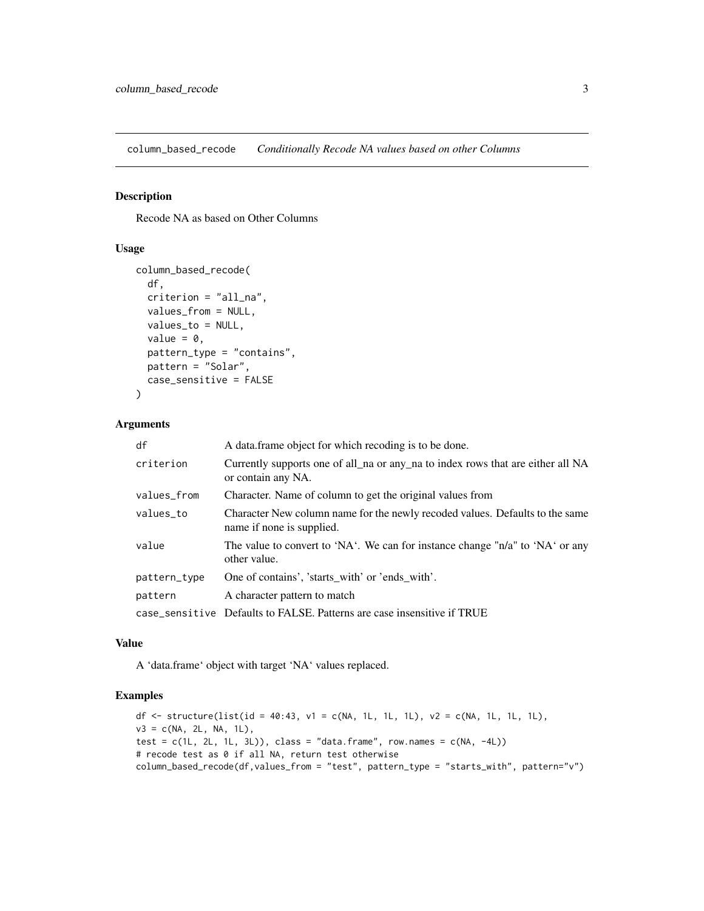# column_based_recode *Conditionally Recode NA values based on other Columns*

## Description

Recode NA as based on Other Columns

## Usage

```
column_based_recode(
  df,
  criterion = "all_na",
  values_from = NULL,
  values_to = NULL,
  value = 0,
  pattern_type = "contains",
  pattern = "Solar",
  case_sensitive = FALSE
)
```

## Arguments

| | |
|---|---|
| `df` | A data.frame object for which recoding is to be done. |
| `criterion` | Currently supports one of all_na or any_na to index rows that are either all NA or contain any NA. |
| `values_from` | Character. Name of column to get the original values from |
| `values_to` | Character New column name for the newly recoded values. Defaults to the same name if none is supplied. |
| `value` | The value to convert to 'NA'. We can for instance change "n/a" to 'NA' or any other value. |
| `pattern_type` | One of contains', 'starts_with' or 'ends_with'. |
| `pattern` | A character pattern to match |
| `case_sensitive` | Defaults to FALSE. Patterns are case insensitive if TRUE |

## Value

A 'data.frame' object with target 'NA' values replaced.

## Examples

```
df <- structure(list(id = 40:43, v1 = c(NA, 1L, 1L, 1L), v2 = c(NA, 1L, 1L, 1L),
v3 = c(NA, 2L, NA, 1L),
test = c(1L, 2L, 1L, 3L)), class = "data.frame", row.names = c(NA, -4L))
# recode test as 0 if all NA, return test otherwise
column_based_recode(df,values_from = "test", pattern_type = "starts_with", pattern="v")
```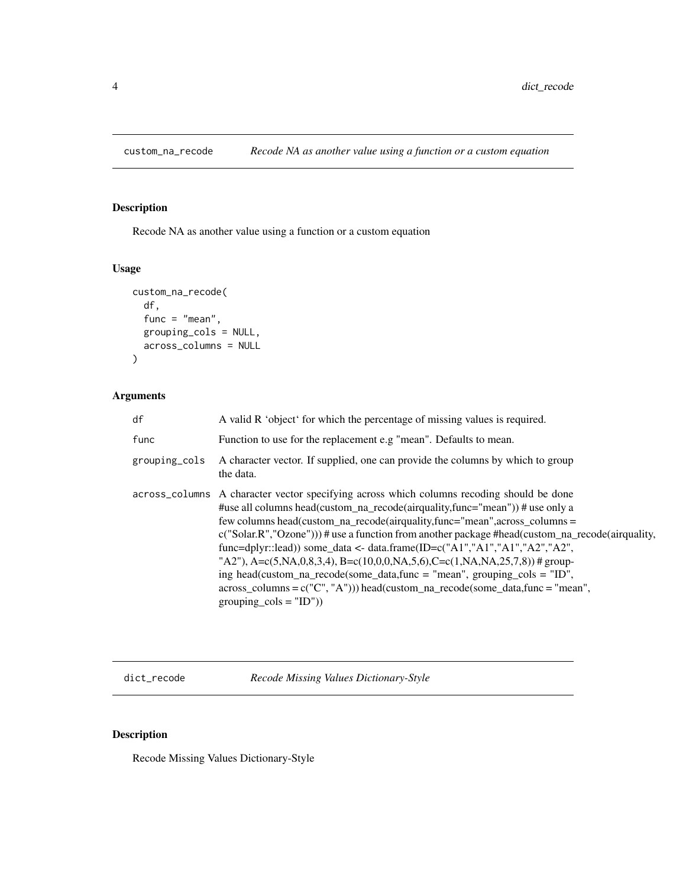## custom_na_recode — *Recode NA as another value using a function or a custom equation*

### Description

Recode NA as another value using a function or a custom equation

### Usage

```
custom_na_recode(
  df,
  func = "mean",
  grouping_cols = NULL,
  across_columns = NULL
)
```

### Arguments

| | |
|---|---|
| `df` | A valid R 'object' for which the percentage of missing values is required. |
| `func` | Function to use for the replacement e.g "mean". Defaults to mean. |
| `grouping_cols` | A character vector. If supplied, one can provide the columns by which to group the data. |
| `across_columns` | A character vector specifying across which columns recoding should be done #use all columns head(custom_na_recode(airquality,func="mean")) # use only a few columns head(custom_na_recode(airquality,func="mean",across_columns = c("Solar.R","Ozone"))) # use a function from another package #head(custom_na_recode(airquality, func=dplyr::lead)) some_data <- data.frame(ID=c("A1","A1","A1","A2","A2", "A2"), A=c(5,NA,0,8,3,4), B=c(10,0,0,NA,5,6),C=c(1,NA,NA,25,7,8)) # grouping head(custom_na_recode(some_data,func = "mean", grouping_cols = "ID", across_columns = c("C", "A"))) head(custom_na_recode(some_data,func = "mean", grouping_cols = "ID")) |

## dict_recode — *Recode Missing Values Dictionary-Style*

### Description

Recode Missing Values Dictionary-Style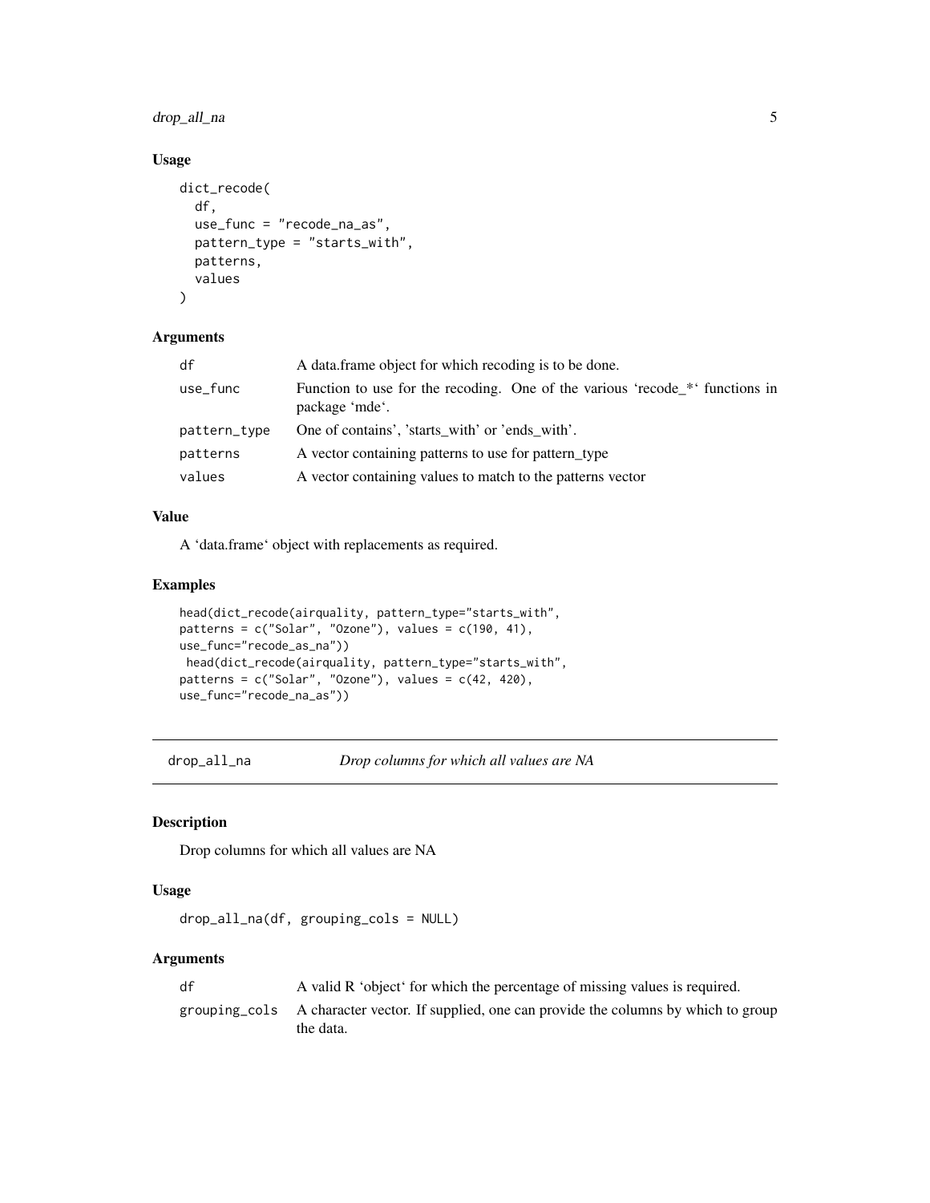### Usage

```
dict_recode(
  df,
  use_func = "recode_na_as",
  pattern_type = "starts_with",
  patterns,
  values
)
```

### Arguments

| | |
|---|---|
| df | A data.frame object for which recoding is to be done. |
| use_func | Function to use for the recoding. One of the various 'recode_*' functions in package 'mde'. |
| pattern_type | One of contains', 'starts_with' or 'ends_with'. |
| patterns | A vector containing patterns to use for pattern_type |
| values | A vector containing values to match to the patterns vector |

### Value

A 'data.frame' object with replacements as required.

### Examples

```
head(dict_recode(airquality, pattern_type="starts_with",
patterns = c("Solar", "Ozone"), values = c(190, 41),
use_func="recode_as_na"))
 head(dict_recode(airquality, pattern_type="starts_with",
patterns = c("Solar", "Ozone"), values = c(42, 420),
use_func="recode_na_as"))
```

---

## drop_all_na *Drop columns for which all values are NA*

### Description

Drop columns for which all values are NA

### Usage

```
drop_all_na(df, grouping_cols = NULL)
```

### Arguments

| | |
|---|---|
| df | A valid R 'object' for which the percentage of missing values is required. |
| grouping_cols | A character vector. If supplied, one can provide the columns by which to group the data. |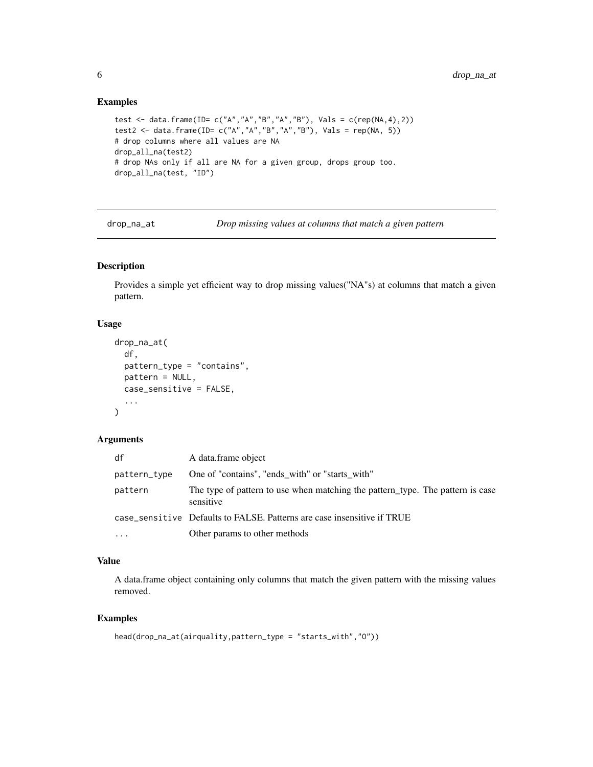## Examples

```
test <- data.frame(ID= c("A","A","B","A","B"), Vals = c(rep(NA,4),2))
test2 <- data.frame(ID= c("A","A","B","A","B"), Vals = rep(NA, 5))
# drop columns where all values are NA
drop_all_na(test2)
# drop NAs only if all are NA for a given group, drops group too.
drop_all_na(test, "ID")
```

---

# drop_na_at — *Drop missing values at columns that match a given pattern*

## Description

Provides a simple yet efficient way to drop missing values("NA"s) at columns that match a given pattern.

## Usage

```
drop_na_at(
  df,
  pattern_type = "contains",
  pattern = NULL,
  case_sensitive = FALSE,
  ...
)
```

## Arguments

| | |
|---|---|
| df | A data.frame object |
| pattern_type | One of "contains", "ends_with" or "starts_with" |
| pattern | The type of pattern to use when matching the pattern_type. The pattern is case sensitive |
| case_sensitive | Defaults to FALSE. Patterns are case insensitive if TRUE |
| ... | Other params to other methods |

## Value

A data.frame object containing only columns that match the given pattern with the missing values removed.

## Examples

```
head(drop_na_at(airquality,pattern_type = "starts_with","O"))
```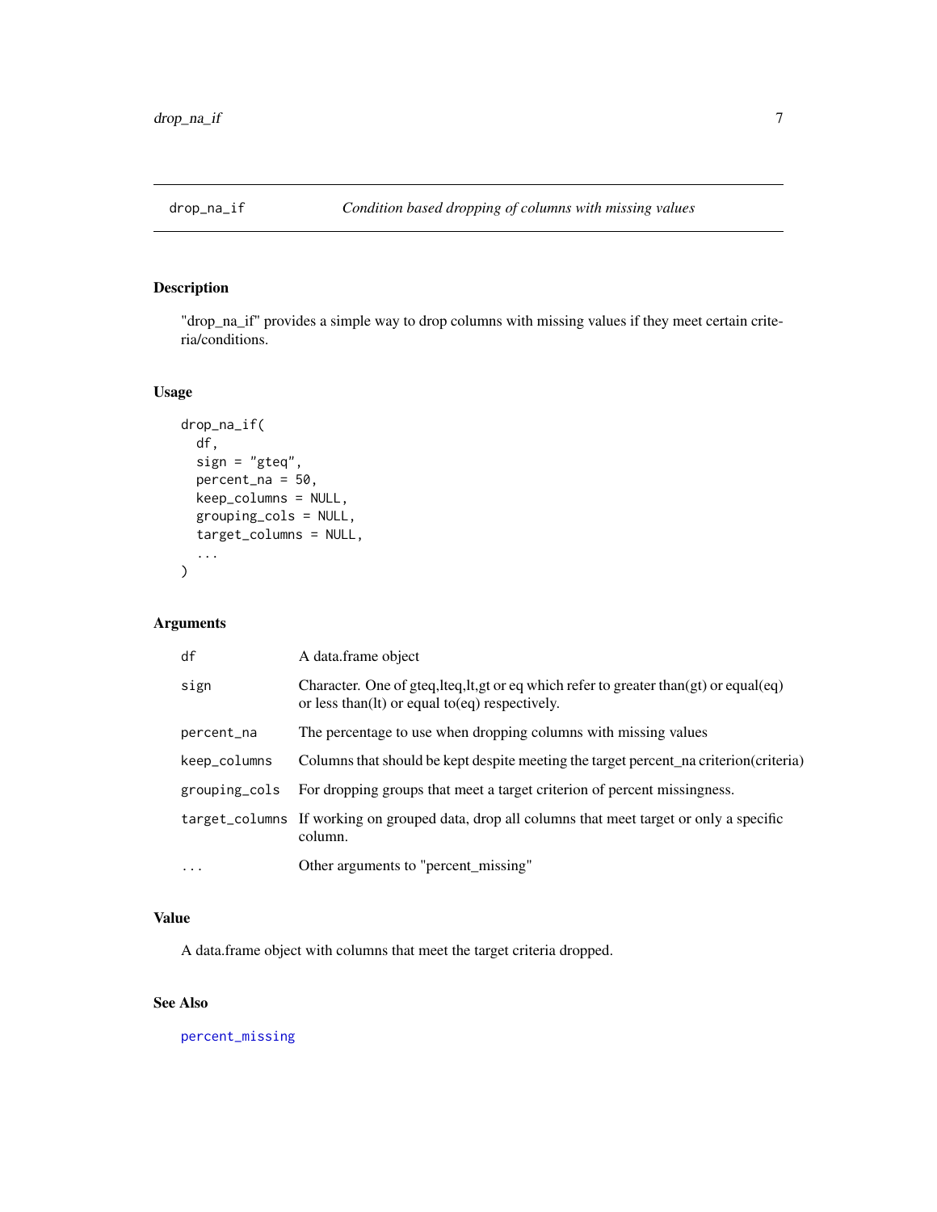## drop_na_if — *Condition based dropping of columns with missing values*

### Description

"drop_na_if" provides a simple way to drop columns with missing values if they meet certain criteria/conditions.

### Usage

```
drop_na_if(
  df,
  sign = "gteq",
  percent_na = 50,
  keep_columns = NULL,
  grouping_cols = NULL,
  target_columns = NULL,
  ...
)
```

### Arguments

| | |
|---|---|
| `df` | A data.frame object |
| `sign` | Character. One of gteq,lteq,lt,gt or eq which refer to greater than(gt) or equal(eq) or less than(lt) or equal to(eq) respectively. |
| `percent_na` | The percentage to use when dropping columns with missing values |
| `keep_columns` | Columns that should be kept despite meeting the target percent_na criterion(criteria) |
| `grouping_cols` | For dropping groups that meet a target criterion of percent missingness. |
| `target_columns` | If working on grouped data, drop all columns that meet target or only a specific column. |
| `...` | Other arguments to "percent_missing" |

### Value

A data.frame object with columns that meet the target criteria dropped.

### See Also

`percent_missing`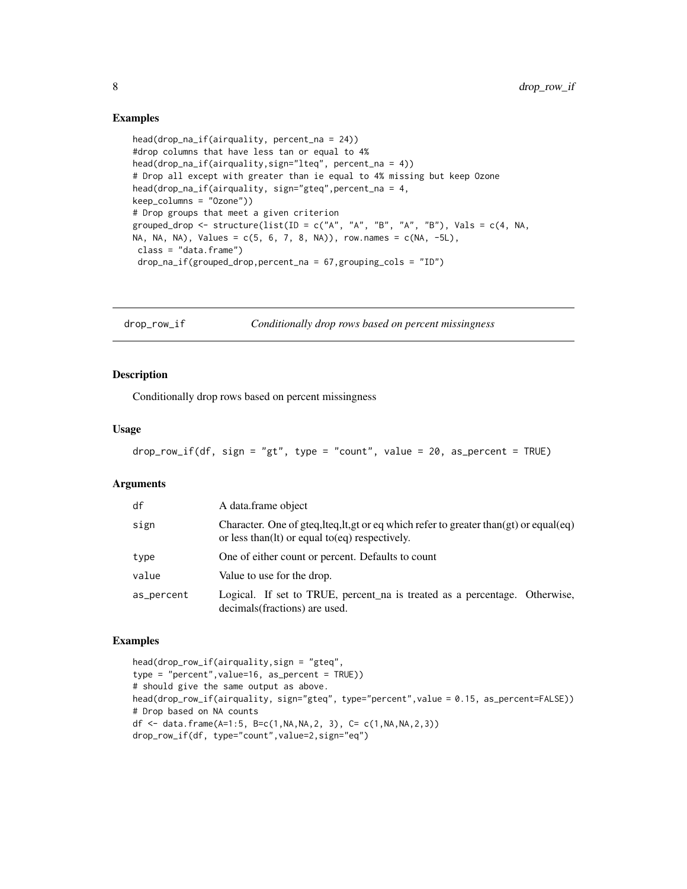## Examples

```
head(drop_na_if(airquality, percent_na = 24))
#drop columns that have less tan or equal to 4%
head(drop_na_if(airquality,sign="lteq", percent_na = 4))
# Drop all except with greater than ie equal to 4% missing but keep Ozone
head(drop_na_if(airquality, sign="gteq",percent_na = 4,
keep_columns = "Ozone"))
# Drop groups that meet a given criterion
grouped_drop <- structure(list(ID = c("A", "A", "B", "A", "B"), Vals = c(4, NA,
NA, NA, NA), Values = c(5, 6, 7, 8, NA)), row.names = c(NA, -5L),
 class = "data.frame")
 drop_na_if(grouped_drop,percent_na = 67,grouping_cols = "ID")
```

---

# drop_row_if *Conditionally drop rows based on percent missingness*

## Description

Conditionally drop rows based on percent missingness

## Usage

```
drop_row_if(df, sign = "gt", type = "count", value = 20, as_percent = TRUE)
```

## Arguments

| | |
|---|---|
| df | A data.frame object |
| sign | Character. One of gteq,lteq,lt,gt or eq which refer to greater than(gt) or equal(eq) or less than(lt) or equal to(eq) respectively. |
| type | One of either count or percent. Defaults to count |
| value | Value to use for the drop. |
| as_percent | Logical. If set to TRUE, percent_na is treated as a percentage. Otherwise, decimals(fractions) are used. |

## Examples

```
head(drop_row_if(airquality,sign = "gteq",
type = "percent",value=16, as_percent = TRUE))
# should give the same output as above.
head(drop_row_if(airquality, sign="gteq", type="percent",value = 0.15, as_percent=FALSE))
# Drop based on NA counts
df <- data.frame(A=1:5, B=c(1,NA,NA,2, 3), C= c(1,NA,NA,2,3))
drop_row_if(df, type="count",value=2,sign="eq")
```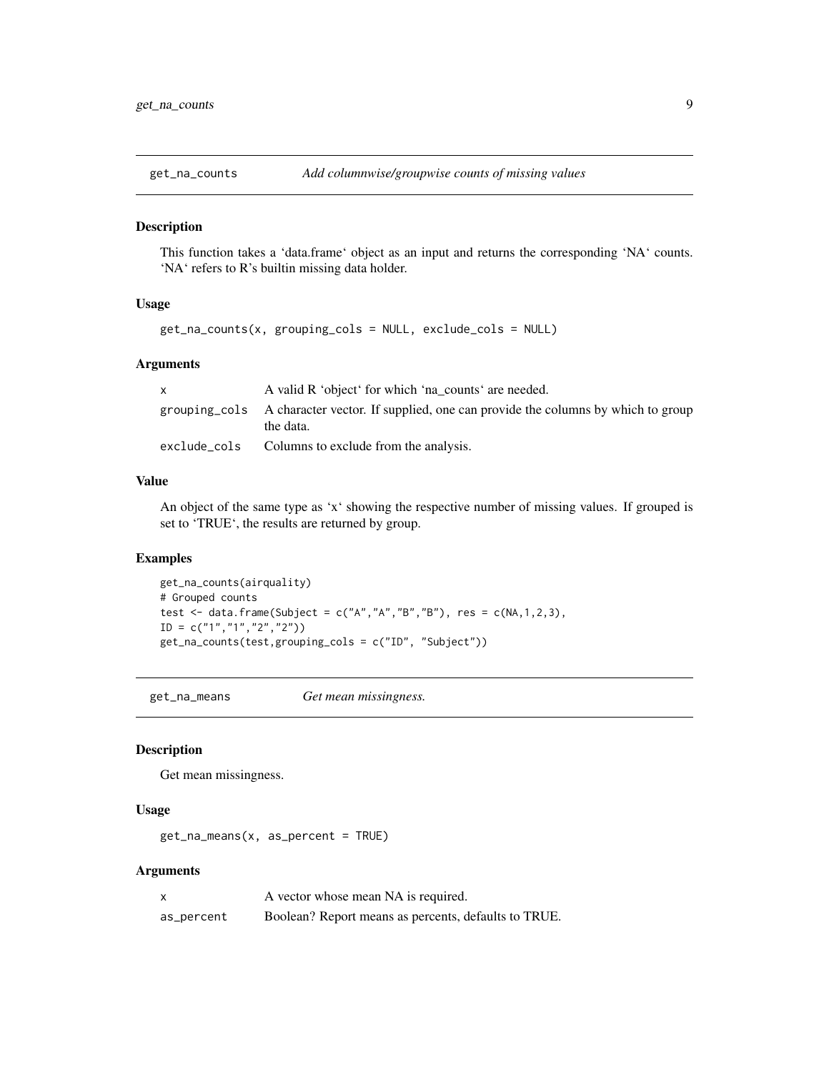## get_na_counts — *Add columnwise/groupwise counts of missing values*

### Description

This function takes a 'data.frame' object as an input and returns the corresponding 'NA' counts. 'NA' refers to R's builtin missing data holder.

### Usage

```
get_na_counts(x, grouping_cols = NULL, exclude_cols = NULL)
```

### Arguments

| | |
|---|---|
| x | A valid R 'object' for which 'na_counts' are needed. |
| grouping_cols | A character vector. If supplied, one can provide the columns by which to group the data. |
| exclude_cols | Columns to exclude from the analysis. |

### Value

An object of the same type as 'x' showing the respective number of missing values. If grouped is set to 'TRUE', the results are returned by group.

### Examples

```
get_na_counts(airquality)
# Grouped counts
test <- data.frame(Subject = c("A","A","B","B"), res = c(NA,1,2,3),
ID = c("1","1","2","2"))
get_na_counts(test,grouping_cols = c("ID", "Subject"))
```

## get_na_means — *Get mean missingness.*

### Description

Get mean missingness.

### Usage

```
get_na_means(x, as_percent = TRUE)
```

### Arguments

| | |
|---|---|
| x | A vector whose mean NA is required. |
| as_percent | Boolean? Report means as percents, defaults to TRUE. |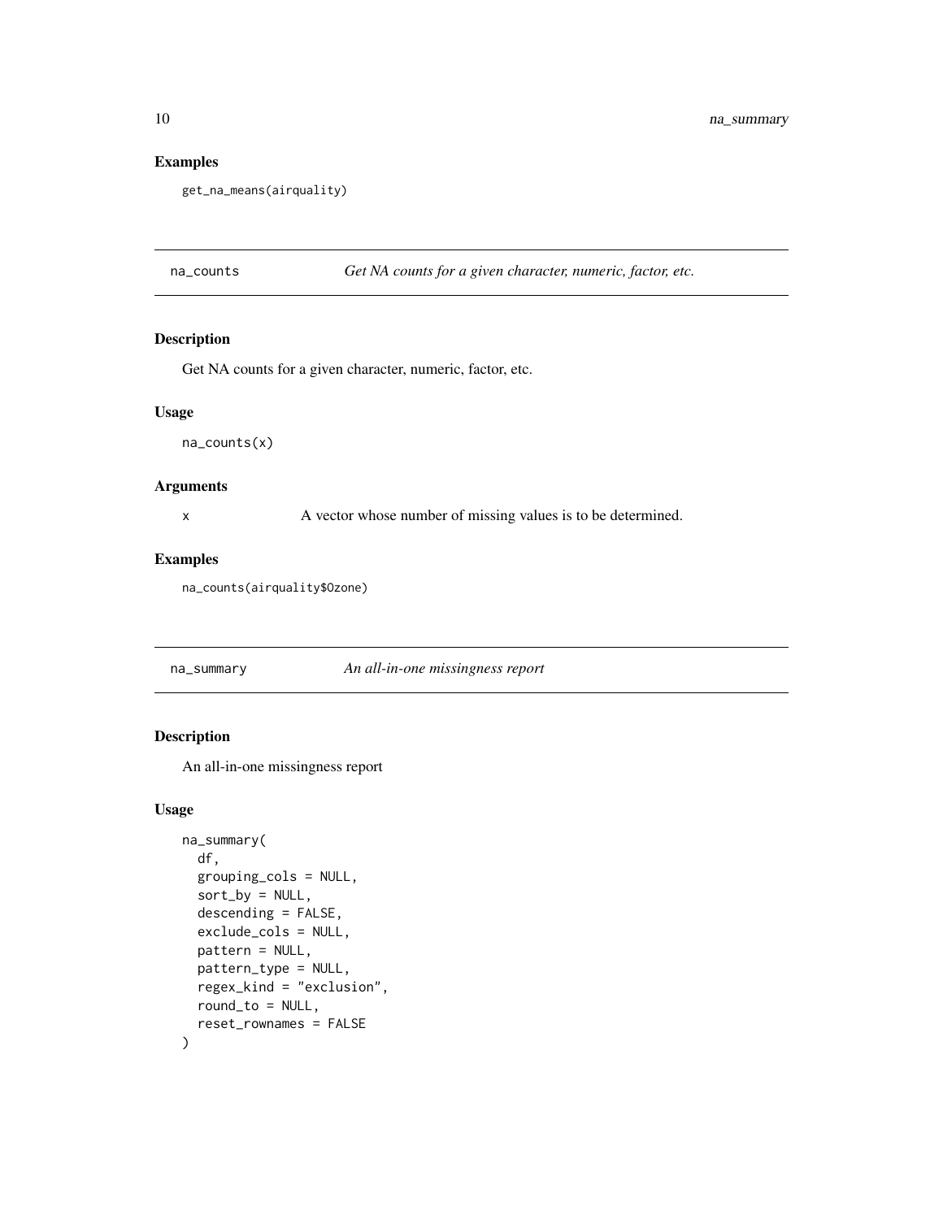## Examples

```
get_na_means(airquality)
```

---

## na_counts — *Get NA counts for a given character, numeric, factor, etc.*

---

### Description

Get NA counts for a given character, numeric, factor, etc.

### Usage

```
na_counts(x)
```

### Arguments

| | |
|---|---|
| x | A vector whose number of missing values is to be determined. |

### Examples

```
na_counts(airquality$Ozone)
```

---

## na_summary — *An all-in-one missingness report*

---

### Description

An all-in-one missingness report

### Usage

```
na_summary(
  df,
  grouping_cols = NULL,
  sort_by = NULL,
  descending = FALSE,
  exclude_cols = NULL,
  pattern = NULL,
  pattern_type = NULL,
  regex_kind = "exclusion",
  round_to = NULL,
  reset_rownames = FALSE
)
```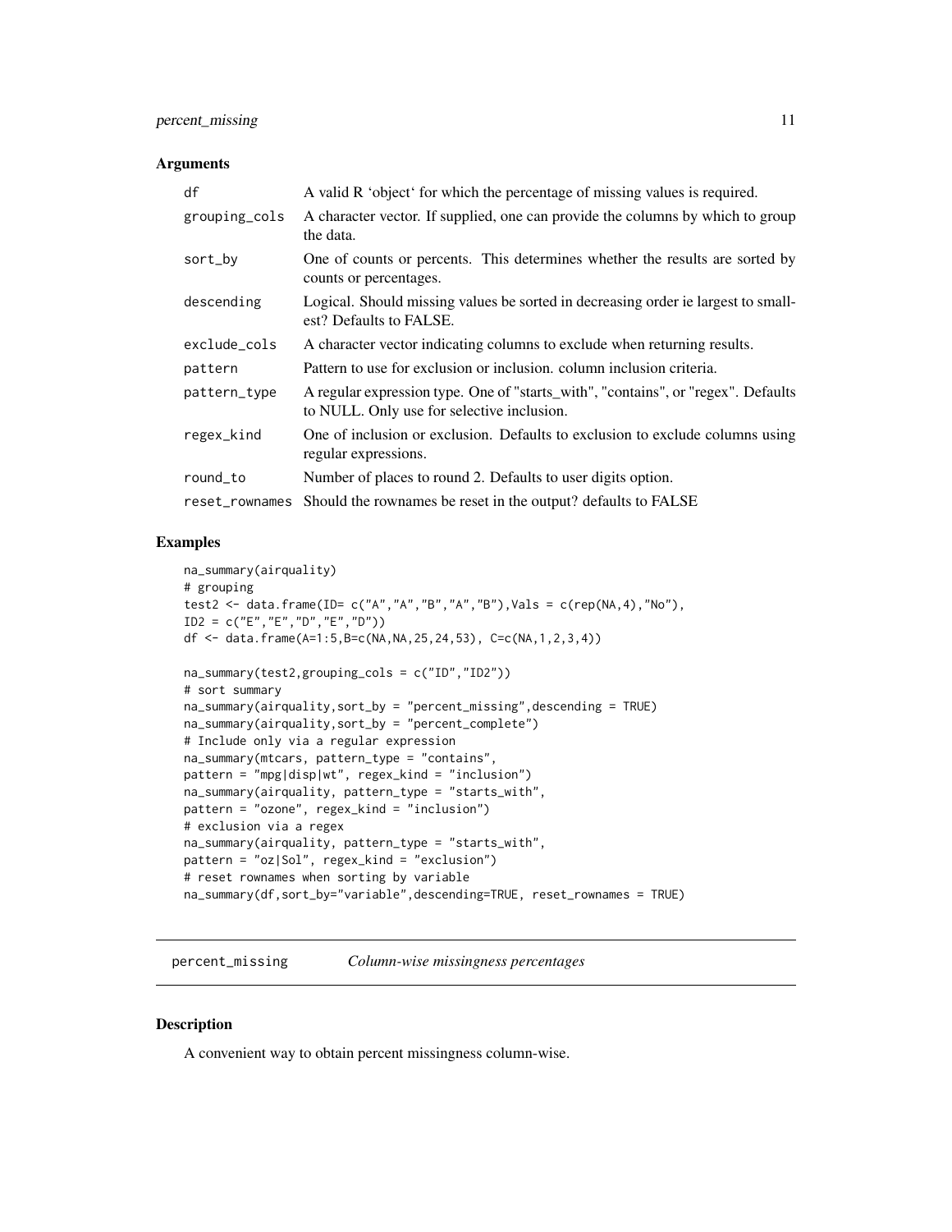## Arguments

| | |
|---|---|
| df | A valid R 'object' for which the percentage of missing values is required. |
| grouping_cols | A character vector. If supplied, one can provide the columns by which to group the data. |
| sort_by | One of counts or percents. This determines whether the results are sorted by counts or percentages. |
| descending | Logical. Should missing values be sorted in decreasing order ie largest to smallest? Defaults to FALSE. |
| exclude_cols | A character vector indicating columns to exclude when returning results. |
| pattern | Pattern to use for exclusion or inclusion. column inclusion criteria. |
| pattern_type | A regular expression type. One of "starts_with", "contains", or "regex". Defaults to NULL. Only use for selective inclusion. |
| regex_kind | One of inclusion or exclusion. Defaults to exclusion to exclude columns using regular expressions. |
| round_to | Number of places to round 2. Defaults to user digits option. |
| reset_rownames | Should the rownames be reset in the output? defaults to FALSE |

## Examples

```
na_summary(airquality)
# grouping
test2 <- data.frame(ID= c("A","A","B","A","B"),Vals = c(rep(NA,4),"No"),
ID2 = c("E","E","D","E","D"))
df <- data.frame(A=1:5,B=c(NA,NA,25,24,53), C=c(NA,1,2,3,4))

na_summary(test2,grouping_cols = c("ID","ID2"))
# sort summary
na_summary(airquality,sort_by = "percent_missing",descending = TRUE)
na_summary(airquality,sort_by = "percent_complete")
# Include only via a regular expression
na_summary(mtcars, pattern_type = "contains",
pattern = "mpg|disp|wt", regex_kind = "inclusion")
na_summary(airquality, pattern_type = "starts_with",
pattern = "ozone", regex_kind = "inclusion")
# exclusion via a regex
na_summary(airquality, pattern_type = "starts_with",
pattern = "oz|Sol", regex_kind = "exclusion")
# reset rownames when sorting by variable
na_summary(df,sort_by="variable",descending=TRUE, reset_rownames = TRUE)
```

---

# percent_missing *Column-wise missingness percentages*

---

## Description

A convenient way to obtain percent missingness column-wise.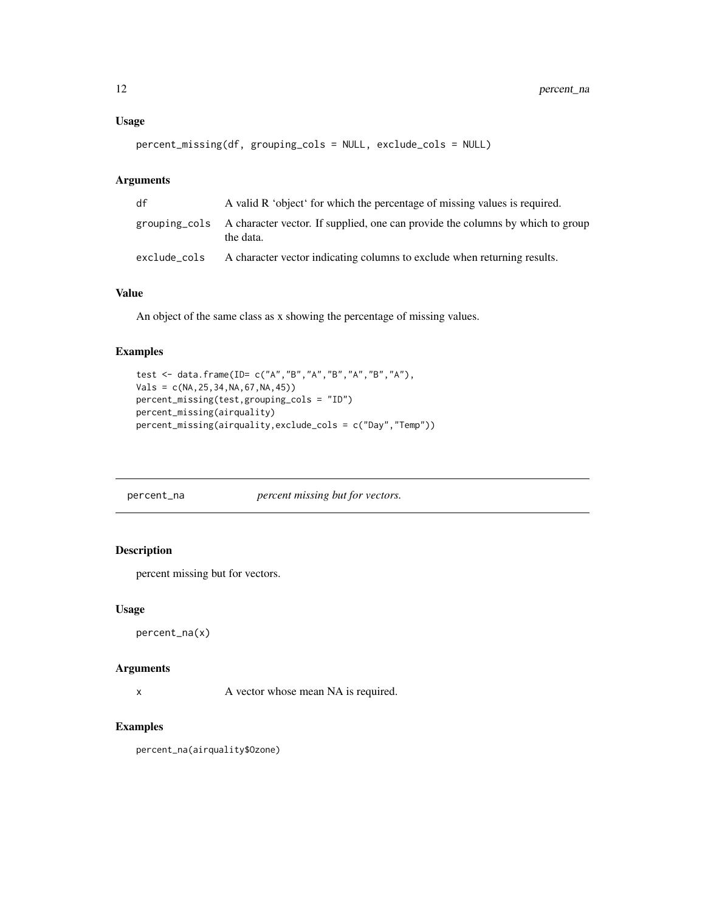### Usage

```
percent_missing(df, grouping_cols = NULL, exclude_cols = NULL)
```

### Arguments

| | |
|---|---|
| df | A valid R 'object' for which the percentage of missing values is required. |
| grouping_cols | A character vector. If supplied, one can provide the columns by which to group the data. |
| exclude_cols | A character vector indicating columns to exclude when returning results. |

### Value

An object of the same class as x showing the percentage of missing values.

### Examples

```
test <- data.frame(ID= c("A","B","A","B","A","B","A"),
Vals = c(NA,25,34,NA,67,NA,45))
percent_missing(test,grouping_cols = "ID")
percent_missing(airquality)
percent_missing(airquality,exclude_cols = c("Day","Temp"))
```

---

## percent_na *percent missing but for vectors.*

---

### Description

percent missing but for vectors.

### Usage

```
percent_na(x)
```

### Arguments

| | |
|---|---|
| x | A vector whose mean NA is required. |

### Examples

```
percent_na(airquality$Ozone)
```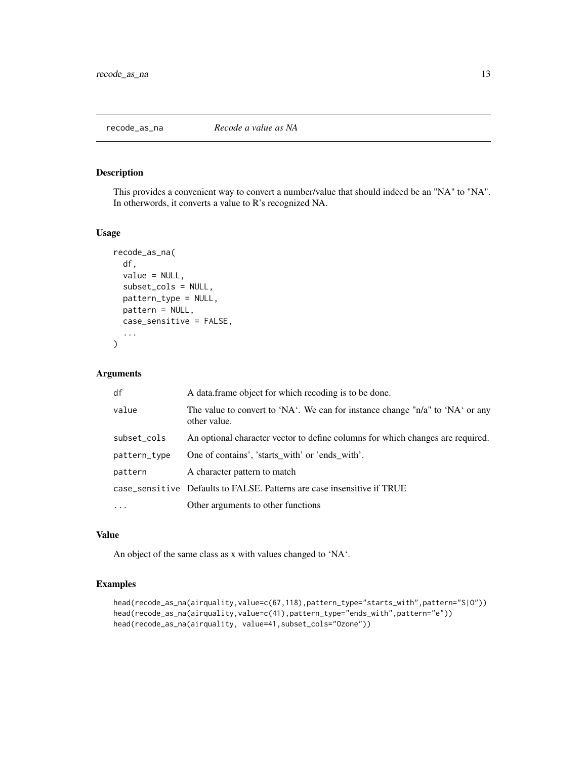## recode_as_na *Recode a value as NA*

### Description

This provides a convenient way to convert a number/value that should indeed be an "NA" to "NA". In otherwords, it converts a value to R's recognized NA.

### Usage

```
recode_as_na(
  df,
  value = NULL,
  subset_cols = NULL,
  pattern_type = NULL,
  pattern = NULL,
  case_sensitive = FALSE,
  ...
)
```

### Arguments

| | |
|---|---|
| df | A data.frame object for which recoding is to be done. |
| value | The value to convert to 'NA'. We can for instance change "n/a" to 'NA' or any other value. |
| subset_cols | An optional character vector to define columns for which changes are required. |
| pattern_type | One of contains', 'starts_with' or 'ends_with'. |
| pattern | A character pattern to match |
| case_sensitive | Defaults to FALSE. Patterns are case insensitive if TRUE |
| ... | Other arguments to other functions |

### Value

An object of the same class as x with values changed to 'NA'.

### Examples

```
head(recode_as_na(airquality,value=c(67,118),pattern_type="starts_with",pattern="S|O"))
head(recode_as_na(airquality,value=c(41),pattern_type="ends_with",pattern="e"))
head(recode_as_na(airquality, value=41,subset_cols="Ozone"))
```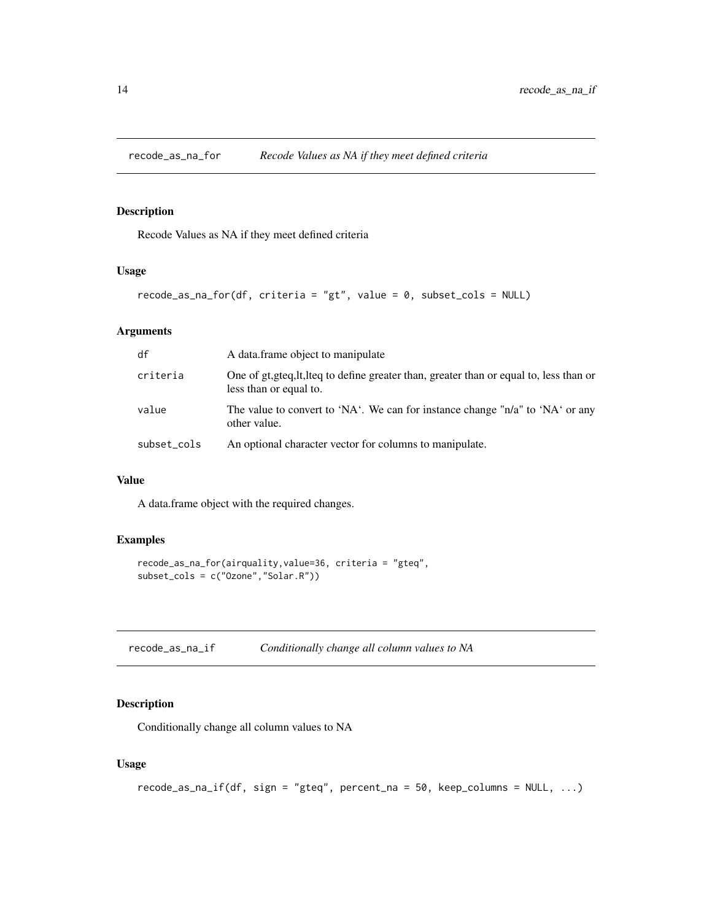## recode_as_na_for — *Recode Values as NA if they meet defined criteria*

### Description

Recode Values as NA if they meet defined criteria

### Usage

```
recode_as_na_for(df, criteria = "gt", value = 0, subset_cols = NULL)
```

### Arguments

| | |
|---|---|
| df | A data.frame object to manipulate |
| criteria | One of gt,gteq,lt,lteq to define greater than, greater than or equal to, less than or less than or equal to. |
| value | The value to convert to 'NA'. We can for instance change "n/a" to 'NA' or any other value. |
| subset_cols | An optional character vector for columns to manipulate. |

### Value

A data.frame object with the required changes.

### Examples

```
recode_as_na_for(airquality,value=36, criteria = "gteq",
subset_cols = c("Ozone","Solar.R"))
```

## recode_as_na_if — *Conditionally change all column values to NA*

### Description

Conditionally change all column values to NA

### Usage

```
recode_as_na_if(df, sign = "gteq", percent_na = 50, keep_columns = NULL, ...)
```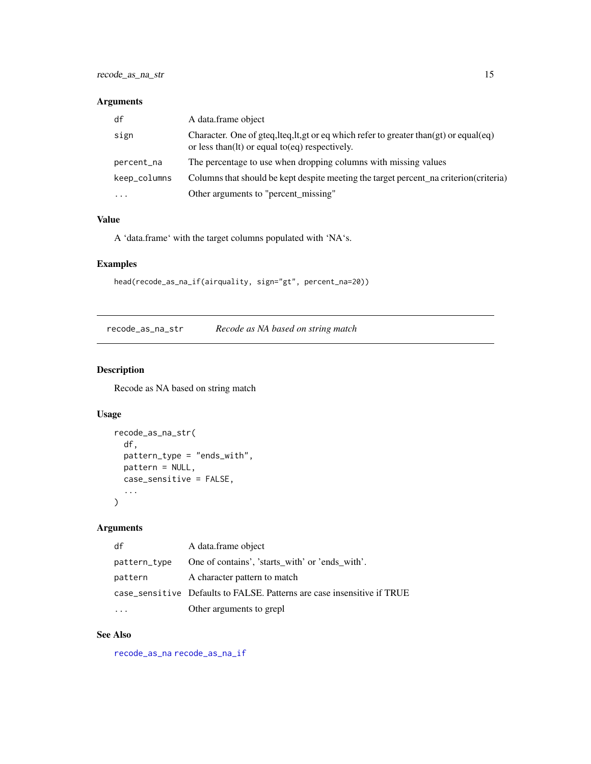### Arguments

| | |
|---|---|
| `df` | A data.frame object |
| `sign` | Character. One of gteq,lteq,lt,gt or eq which refer to greater than(gt) or equal(eq) or less than(lt) or equal to(eq) respectively. |
| `percent_na` | The percentage to use when dropping columns with missing values |
| `keep_columns` | Columns that should be kept despite meeting the target percent_na criterion(criteria) |
| `...` | Other arguments to "percent_missing" |

### Value

A ‘data.frame‘ with the target columns populated with ‘NA‘s.

### Examples

```
head(recode_as_na_if(airquality, sign="gt", percent_na=20))
```

---

## recode_as_na_str *Recode as NA based on string match*

---

### Description

Recode as NA based on string match

### Usage

```
recode_as_na_str(
  df,
  pattern_type = "ends_with",
  pattern = NULL,
  case_sensitive = FALSE,
  ...
)
```

### Arguments

| | |
|---|---|
| `df` | A data.frame object |
| `pattern_type` | One of contains', 'starts_with' or 'ends_with'. |
| `pattern` | A character pattern to match |
| `case_sensitive` | Defaults to FALSE. Patterns are case insensitive if TRUE |
| `...` | Other arguments to grepl |

### See Also

`recode_as_na` `recode_as_na_if`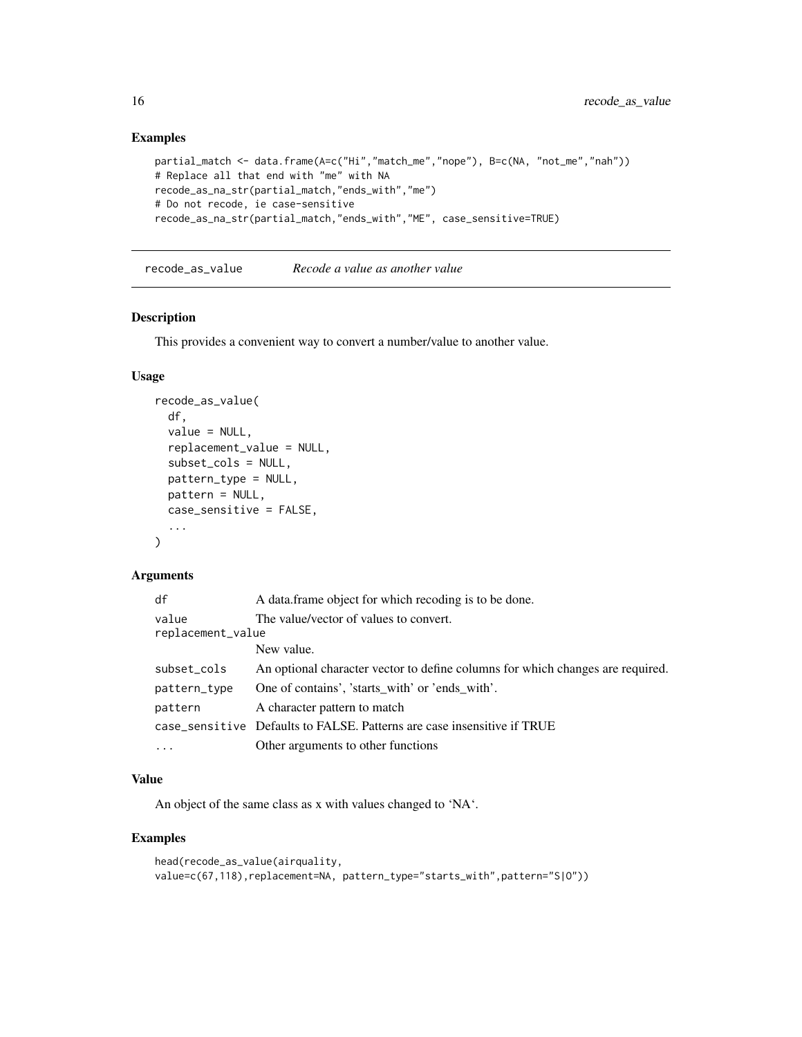### Examples

```
partial_match <- data.frame(A=c("Hi","match_me","nope"), B=c(NA, "not_me","nah"))
# Replace all that end with "me" with NA
recode_as_na_str(partial_match,"ends_with","me")
# Do not recode, ie case-sensitive
recode_as_na_str(partial_match,"ends_with","ME", case_sensitive=TRUE)
```

---

## recode_as_value — *Recode a value as another value*

### Description

This provides a convenient way to convert a number/value to another value.

### Usage

```
recode_as_value(
  df,
  value = NULL,
  replacement_value = NULL,
  subset_cols = NULL,
  pattern_type = NULL,
  pattern = NULL,
  case_sensitive = FALSE,
  ...
)
```

### Arguments

| | |
|---|---|
| `df` | A data.frame object for which recoding is to be done. |
| `value` | The value/vector of values to convert. |
| `replacement_value` | New value. |
| `subset_cols` | An optional character vector to define columns for which changes are required. |
| `pattern_type` | One of contains', 'starts_with' or 'ends_with'. |
| `pattern` | A character pattern to match |
| `case_sensitive` | Defaults to FALSE. Patterns are case insensitive if TRUE |
| `...` | Other arguments to other functions |

### Value

An object of the same class as x with values changed to 'NA'.

### Examples

```
head(recode_as_value(airquality,
value=c(67,118),replacement=NA, pattern_type="starts_with",pattern="S|O"))
```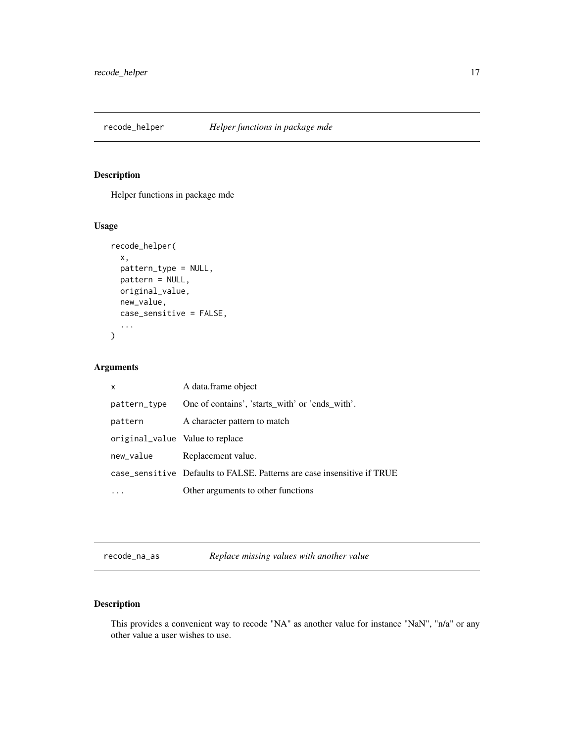## recode_helper *Helper functions in package mde*

### Description

Helper functions in package mde

### Usage

```
recode_helper(
  x,
  pattern_type = NULL,
  pattern = NULL,
  original_value,
  new_value,
  case_sensitive = FALSE,
  ...
)
```

### Arguments

| | |
|---|---|
| x | A data.frame object |
| pattern_type | One of contains', 'starts_with' or 'ends_with'. |
| pattern | A character pattern to match |
| original_value | Value to replace |
| new_value | Replacement value. |
| case_sensitive | Defaults to FALSE. Patterns are case insensitive if TRUE |
| ... | Other arguments to other functions |

## recode_na_as *Replace missing values with another value*

### Description

This provides a convenient way to recode "NA" as another value for instance "NaN", "n/a" or any other value a user wishes to use.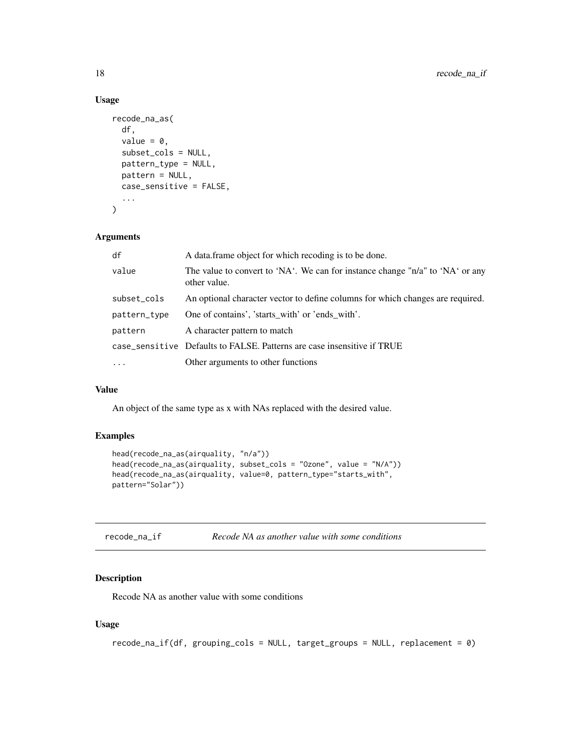### Usage

```
recode_na_as(
  df,
  value = 0,
  subset_cols = NULL,
  pattern_type = NULL,
  pattern = NULL,
  case_sensitive = FALSE,
  ...
)
```

### Arguments

| | |
|---|---|
| df | A data.frame object for which recoding is to be done. |
| value | The value to convert to ‘NA‘. We can for instance change "n/a" to ‘NA‘ or any other value. |
| subset_cols | An optional character vector to define columns for which changes are required. |
| pattern_type | One of contains', 'starts_with' or 'ends_with'. |
| pattern | A character pattern to match |
| case_sensitive | Defaults to FALSE. Patterns are case insensitive if TRUE |
| ... | Other arguments to other functions |

### Value

An object of the same type as x with NAs replaced with the desired value.

### Examples

```
head(recode_na_as(airquality, "n/a"))
head(recode_na_as(airquality, subset_cols = "Ozone", value = "N/A"))
head(recode_na_as(airquality, value=0, pattern_type="starts_with",
pattern="Solar"))
```

---

## recode_na_if *Recode NA as another value with some conditions*

### Description

Recode NA as another value with some conditions

### Usage

```
recode_na_if(df, grouping_cols = NULL, target_groups = NULL, replacement = 0)
```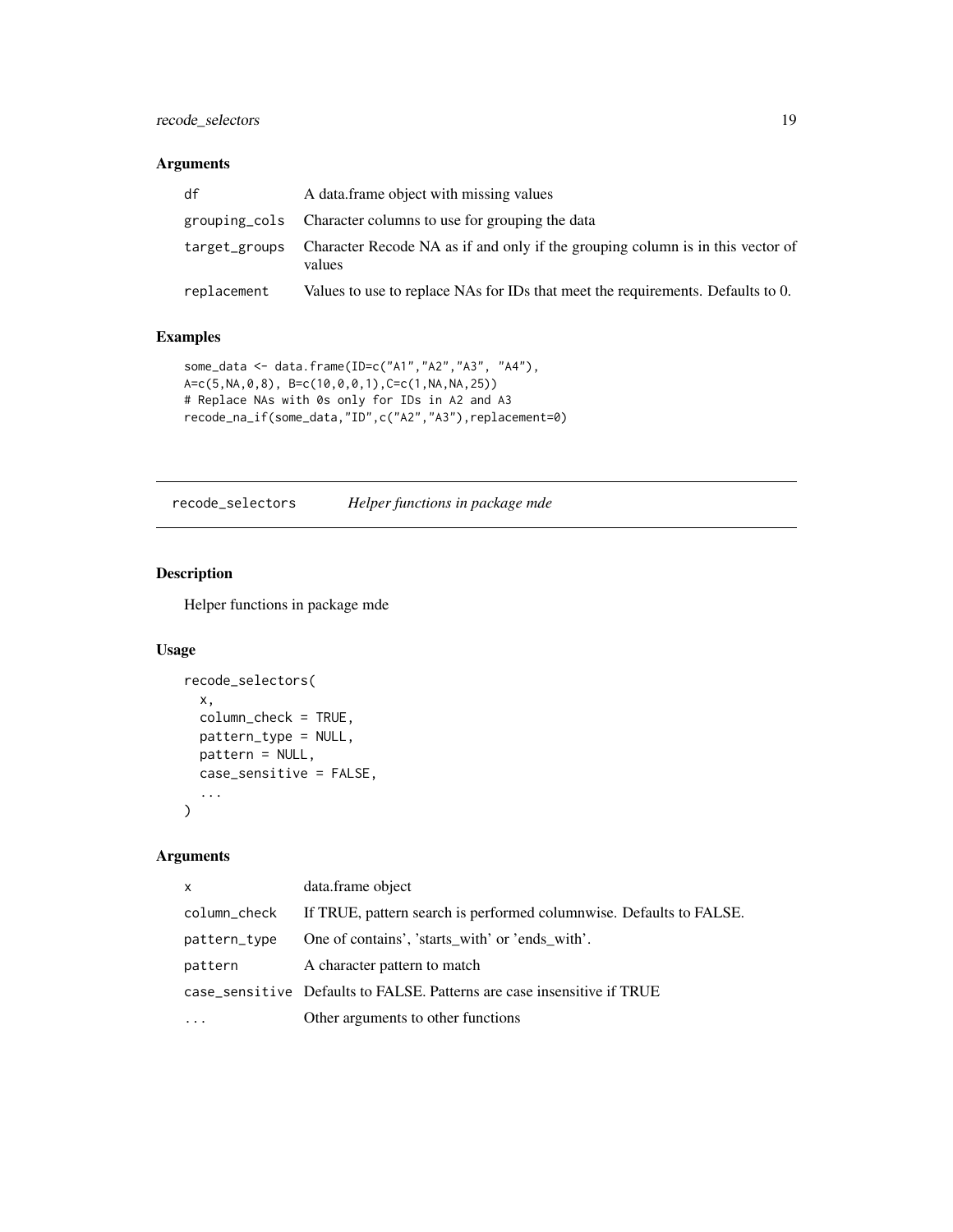### Arguments

| | |
|---|---|
| df | A data.frame object with missing values |
| grouping_cols | Character columns to use for grouping the data |
| target_groups | Character Recode NA as if and only if the grouping column is in this vector of values |
| replacement | Values to use to replace NAs for IDs that meet the requirements. Defaults to 0. |

### Examples

```
some_data <- data.frame(ID=c("A1","A2","A3", "A4"),
A=c(5,NA,0,8), B=c(10,0,0,1),C=c(1,NA,NA,25))
# Replace NAs with 0s only for IDs in A2 and A3
recode_na_if(some_data,"ID",c("A2","A3"),replacement=0)
```

---

## recode_selectors *Helper functions in package mde*

---

### Description

Helper functions in package mde

### Usage

```
recode_selectors(
  x,
  column_check = TRUE,
  pattern_type = NULL,
  pattern = NULL,
  case_sensitive = FALSE,
  ...
)
```

### Arguments

| | |
|---|---|
| x | data.frame object |
| column_check | If TRUE, pattern search is performed columnwise. Defaults to FALSE. |
| pattern_type | One of contains', 'starts_with' or 'ends_with'. |
| pattern | A character pattern to match |
| case_sensitive | Defaults to FALSE. Patterns are case insensitive if TRUE |
| ... | Other arguments to other functions |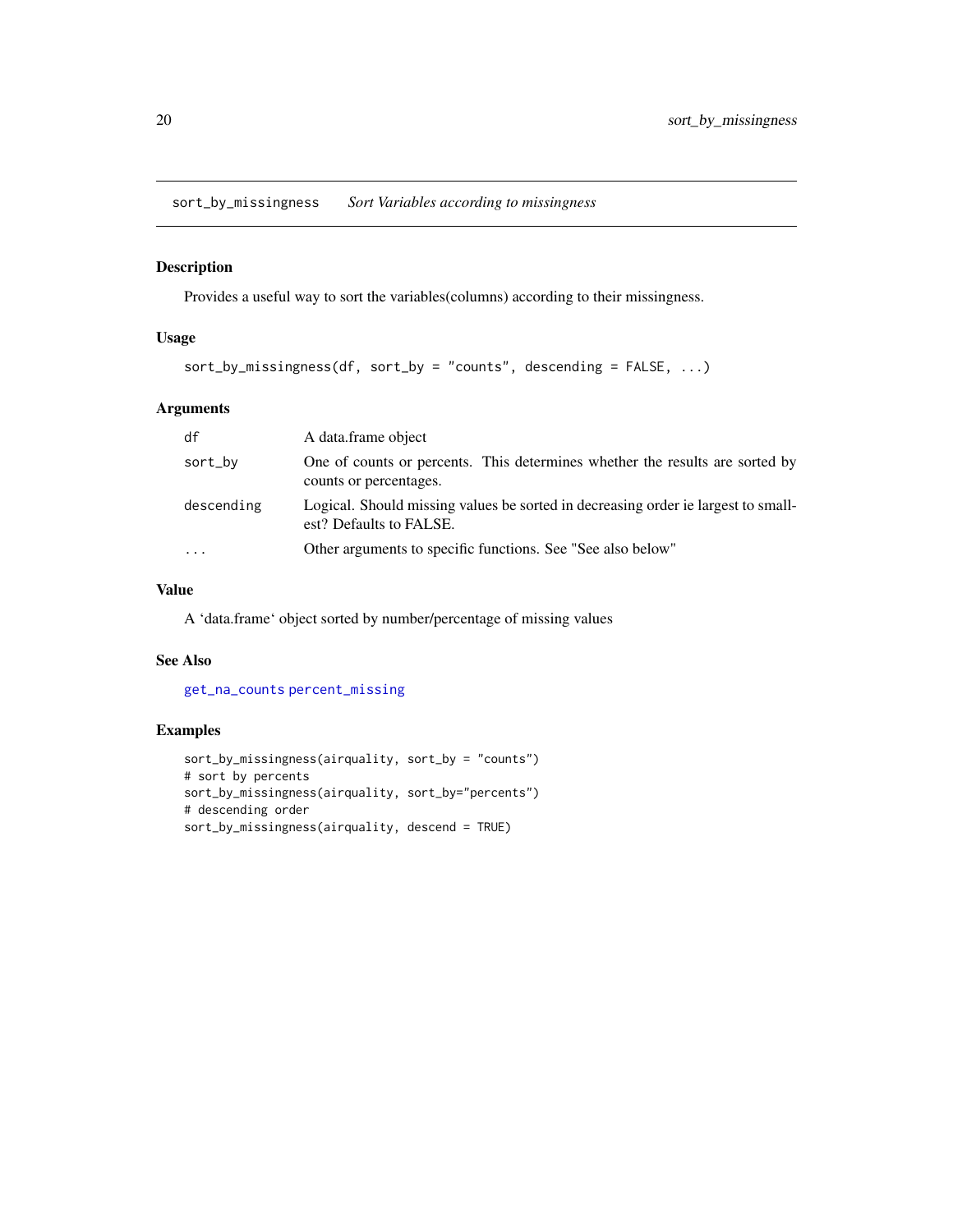## sort_by_missingness — *Sort Variables according to missingness*

### Description

Provides a useful way to sort the variables(columns) according to their missingness.

### Usage

```
sort_by_missingness(df, sort_by = "counts", descending = FALSE, ...)
```

### Arguments

| | |
|---|---|
| df | A data.frame object |
| sort_by | One of counts or percents. This determines whether the results are sorted by counts or percentages. |
| descending | Logical. Should missing values be sorted in decreasing order ie largest to smallest? Defaults to FALSE. |
| ... | Other arguments to specific functions. See "See also below" |

### Value

A 'data.frame' object sorted by number/percentage of missing values

### See Also

get_na_counts percent_missing

### Examples

```
sort_by_missingness(airquality, sort_by = "counts")
# sort by percents
sort_by_missingness(airquality, sort_by="percents")
# descending order
sort_by_missingness(airquality, descend = TRUE)
```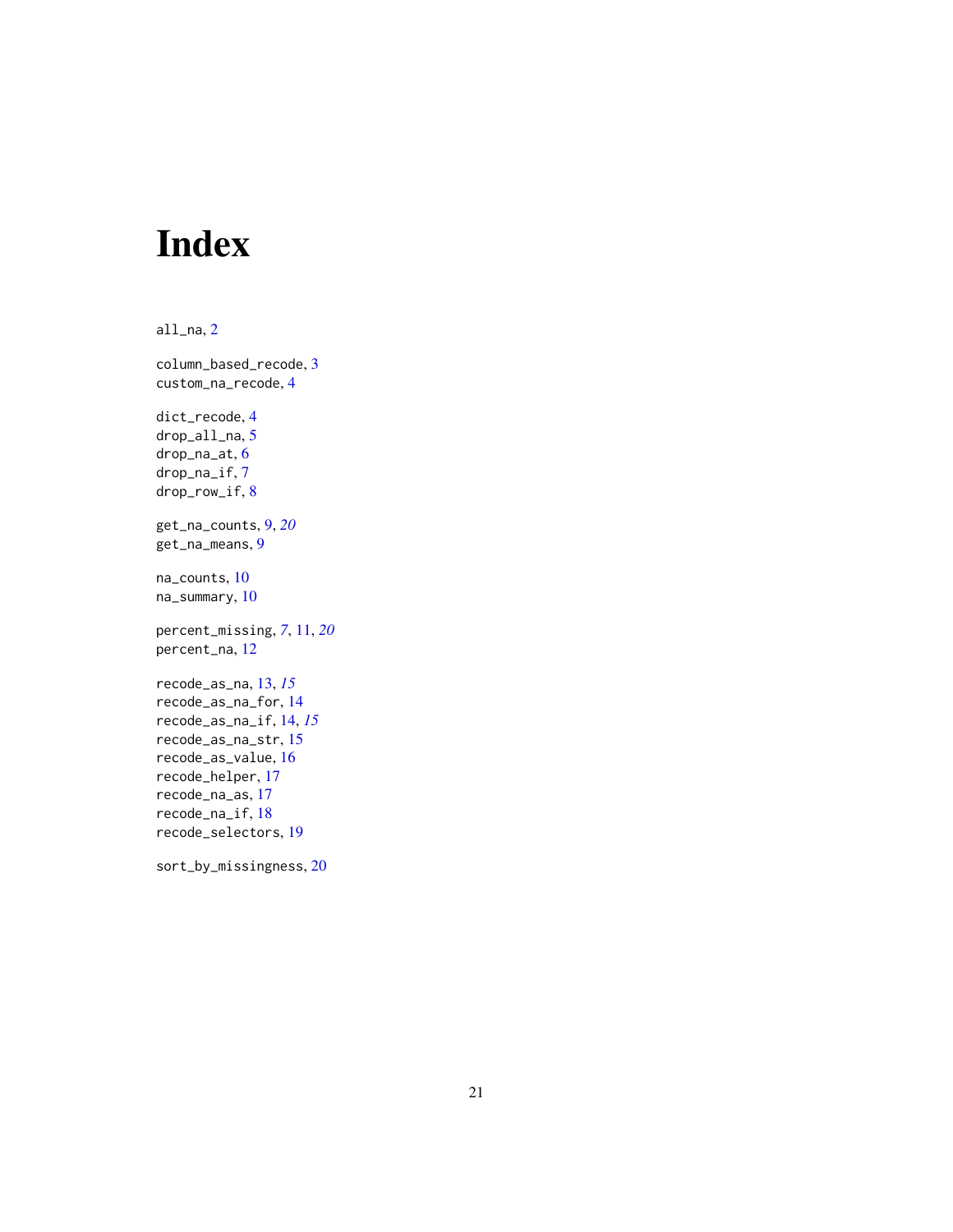# Index

all_na, 2

column_based_recode, 3
custom_na_recode, 4

dict_recode, 4
drop_all_na, 5
drop_na_at, 6
drop_na_if, 7
drop_row_if, 8

get_na_counts, 9, *20*
get_na_means, 9

na_counts, 10
na_summary, 10

percent_missing, *7*, 11, *20*
percent_na, 12

recode_as_na, 13, *15*
recode_as_na_for, 14
recode_as_na_if, 14, *15*
recode_as_na_str, 15
recode_as_value, 16
recode_helper, 17
recode_na_as, 17
recode_na_if, 18
recode_selectors, 19

sort_by_missingness, 20